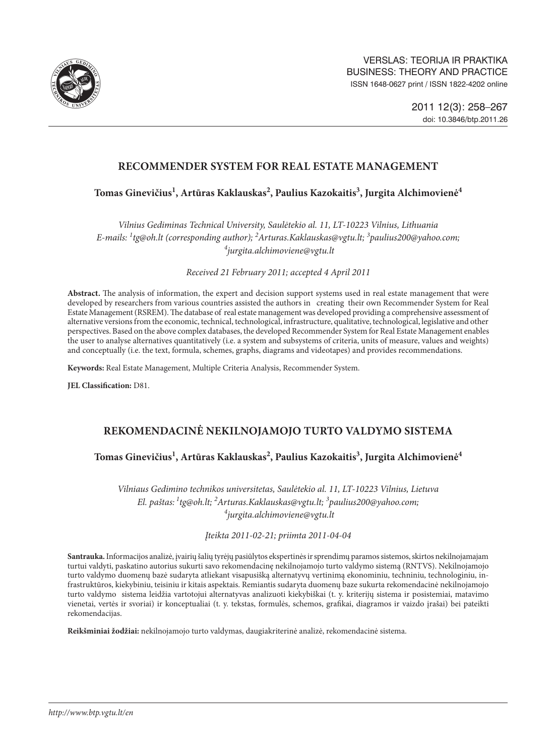VERSLAS: TEORIJA IR PRAKTIKA
BUSINESS: THEORY AND PRACTICE
ISSN 1648-0627 print / ISSN 1822-4202 online

2011 12(3): 258–267
doi: 10.3846/btp.2011.26

# RECOMMENDER SYSTEM FOR REAL ESTATE MANAGEMENT

**Tomas Ginevičius[1], Artūras Kaklauskas[2], Paulius Kazokaitis[3], Jurgita Alchimovienė[4]**

*Vilnius Gediminas Technical University, Saulėtekio al. 11, LT-10223 Vilnius, Lithuania*
*E-mails: [1]tg@oh.lt (corresponding author); [2]Arturas.Kaklauskas@vgtu.lt; [3]paulius200@yahoo.com; [4]jurgita.alchimoviene@vgtu.lt*

*Received 21 February 2011; accepted 4 April 2011*

**Abstract.** The analysis of information, the expert and decision support systems used in real estate management that were developed by researchers from various countries assisted the authors in creating their own Recommender System for Real Estate Management (RSREM). The database of real estate management was developed providing a comprehensive assessment of alternative versions from the economic, technical, technological, infrastructure, qualitative, technological, legislative and other perspectives. Based on the above complex databases, the developed Recommender System for Real Estate Management enables the user to analyse alternatives quantitatively (i.e. a system and subsystems of criteria, units of measure, values and weights) and conceptually (i.e. the text, formula, schemes, graphs, diagrams and videotapes) and provides recommendations.

**Keywords:** Real Estate Management, Multiple Criteria Analysis, Recommender System.

**JEL Classification:** D81.

# REKOMENDACINĖ NEKILNOJAMOJO TURTO VALDYMO SISTEMA

**Tomas Ginevičius[1], Artūras Kaklauskas[2], Paulius Kazokaitis[3], Jurgita Alchimovienė[4]**

*Vilniaus Gedimino technikos universitetas, Saulėtekio al. 11, LT-10223 Vilnius, Lietuva*
*El. paštas: [1]tg@oh.lt; [2]Arturas.Kaklauskas@vgtu.lt; [3]paulius200@yahoo.com; [4]jurgita.alchimoviene@vgtu.lt*

*Įteikta 2011-02-21; priimta 2011-04-04*

**Santrauka.** Informacijos analizė, įvairių šalių tyrėjų pasiūlytos ekspertinės ir sprendimų paramos sistemos, skirtos nekilnojamajam turtui valdyti, paskatino autorius sukurti savo rekomendacinę nekilnojamojo turto valdymo sistemą (RNTVS). Nekilnojamojo turto valdymo duomenų bazė sudaryta atliekant visapusišką alternatyvų vertinimą ekonominiu, techniniu, technologiniu, infrastruktūros, kiekybiniu, teisiniu ir kitais aspektais. Remiantis sudaryta duomenų baze sukurta rekomendacinė nekilnojamojo turto valdymo sistema leidžia vartotojui alternatyvas analizuoti kiekybiškai (t. y. kriterijų sistema ir posistemiai, matavimo vienetai, vertės ir svoriai) ir konceptualiai (t. y. tekstas, formulės, schemos, grafikai, diagramos ir vaizdo įrašai) bei pateikti rekomendacijas.

**Reikšminiai žodžiai:** nekilnojamojo turto valdymas, daugiakriterinė analizė, rekomendacinė sistema.

*http://www.btp.vgtu.lt/en*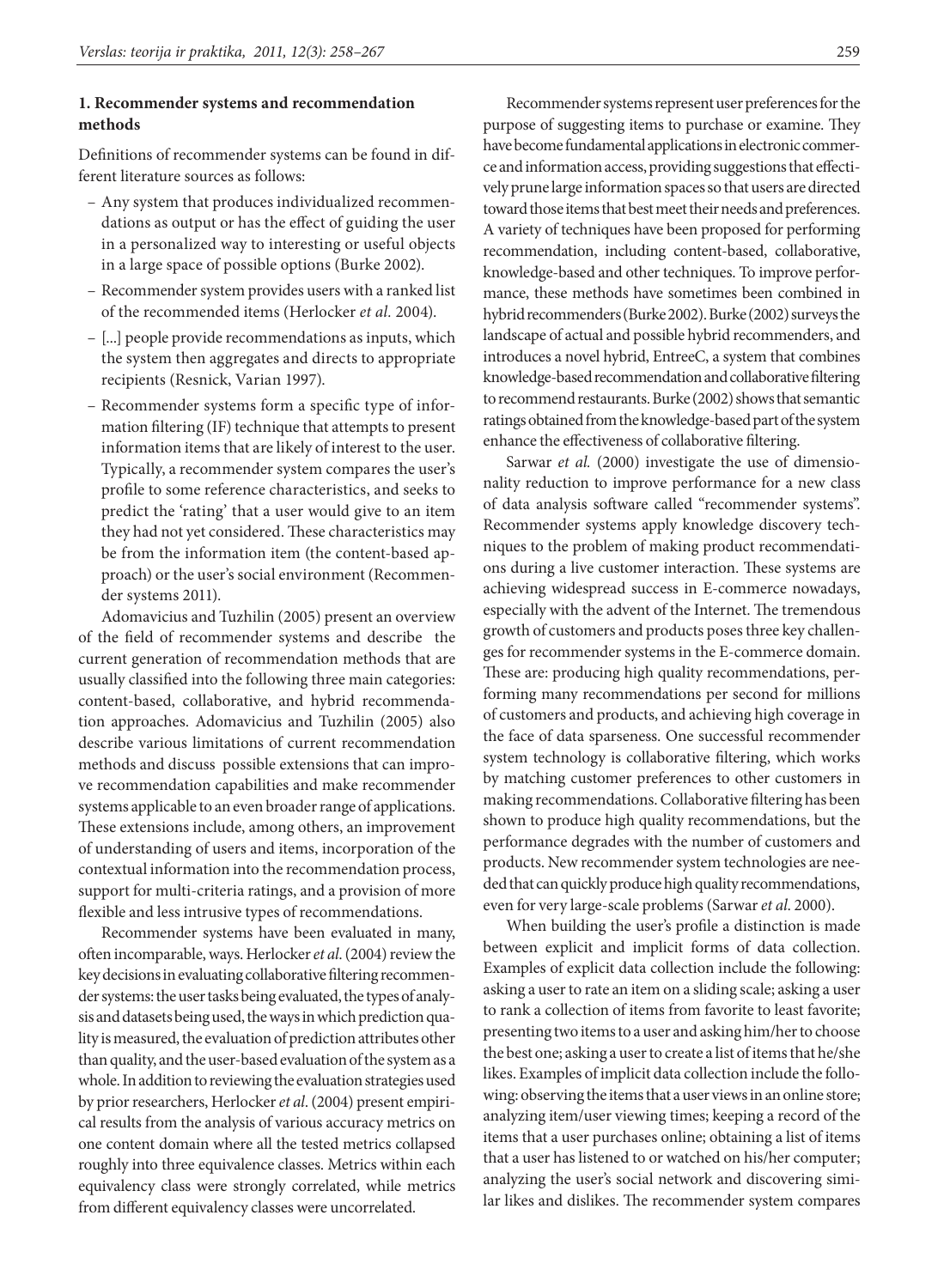## 1. Recommender systems and recommendation methods

Definitions of recommender systems can be found in different literature sources as follows:

- Any system that produces individualized recommendations as output or has the effect of guiding the user in a personalized way to interesting or useful objects in a large space of possible options (Burke 2002).
- Recommender system provides users with a ranked list of the recommended items (Herlocker *et al.* 2004).
- [...] people provide recommendations as inputs, which the system then aggregates and directs to appropriate recipients (Resnick, Varian 1997).
- Recommender systems form a specific type of information filtering (IF) technique that attempts to present information items that are likely of interest to the user. Typically, a recommender system compares the user's profile to some reference characteristics, and seeks to predict the 'rating' that a user would give to an item they had not yet considered. These characteristics may be from the information item (the content-based approach) or the user's social environment (Recommender systems 2011).

Adomavicius and Tuzhilin (2005) present an overview of the field of recommender systems and describe the current generation of recommendation methods that are usually classified into the following three main categories: content-based, collaborative, and hybrid recommendation approaches. Adomavicius and Tuzhilin (2005) also describe various limitations of current recommendation methods and discuss possible extensions that can improve recommendation capabilities and make recommender systems applicable to an even broader range of applications. These extensions include, among others, an improvement of understanding of users and items, incorporation of the contextual information into the recommendation process, support for multi-criteria ratings, and a provision of more flexible and less intrusive types of recommendations.

Recommender systems have been evaluated in many, often incomparable, ways. Herlocker *et al.* (2004) review the key decisions in evaluating collaborative filtering recommender systems: the user tasks being evaluated, the types of analysis and datasets being used, the ways in which prediction quality is measured, the evaluation of prediction attributes other than quality, and the user-based evaluation of the system as a whole. In addition to reviewing the evaluation strategies used by prior researchers, Herlocker *et al.* (2004) present empirical results from the analysis of various accuracy metrics on one content domain where all the tested metrics collapsed roughly into three equivalence classes. Metrics within each equivalency class were strongly correlated, while metrics from different equivalency classes were uncorrelated.

Recommender systems represent user preferences for the purpose of suggesting items to purchase or examine. They have become fundamental applications in electronic commerce and information access, providing suggestions that effectively prune large information spaces so that users are directed toward those items that best meet their needs and preferences. A variety of techniques have been proposed for performing recommendation, including content-based, collaborative, knowledge-based and other techniques. To improve performance, these methods have sometimes been combined in hybrid recommenders (Burke 2002). Burke (2002) surveys the landscape of actual and possible hybrid recommenders, and introduces a novel hybrid, EntreeC, a system that combines knowledge-based recommendation and collaborative filtering to recommend restaurants. Burke (2002) shows that semantic ratings obtained from the knowledge-based part of the system enhance the effectiveness of collaborative filtering.

Sarwar *et al.* (2000) investigate the use of dimensionality reduction to improve performance for a new class of data analysis software called "recommender systems". Recommender systems apply knowledge discovery techniques to the problem of making product recommendations during a live customer interaction. These systems are achieving widespread success in E-commerce nowadays, especially with the advent of the Internet. The tremendous growth of customers and products poses three key challenges for recommender systems in the E-commerce domain. These are: producing high quality recommendations, performing many recommendations per second for millions of customers and products, and achieving high coverage in the face of data sparseness. One successful recommender system technology is collaborative filtering, which works by matching customer preferences to other customers in making recommendations. Collaborative filtering has been shown to produce high quality recommendations, but the performance degrades with the number of customers and products. New recommender system technologies are needed that can quickly produce high quality recommendations, even for very large-scale problems (Sarwar *et al.* 2000).

When building the user's profile a distinction is made between explicit and implicit forms of data collection. Examples of explicit data collection include the following: asking a user to rate an item on a sliding scale; asking a user to rank a collection of items from favorite to least favorite; presenting two items to a user and asking him/her to choose the best one; asking a user to create a list of items that he/she likes. Examples of implicit data collection include the following: observing the items that a user views in an online store; analyzing item/user viewing times; keeping a record of the items that a user purchases online; obtaining a list of items that a user has listened to or watched on his/her computer; analyzing the user's social network and discovering similar likes and dislikes. The recommender system compares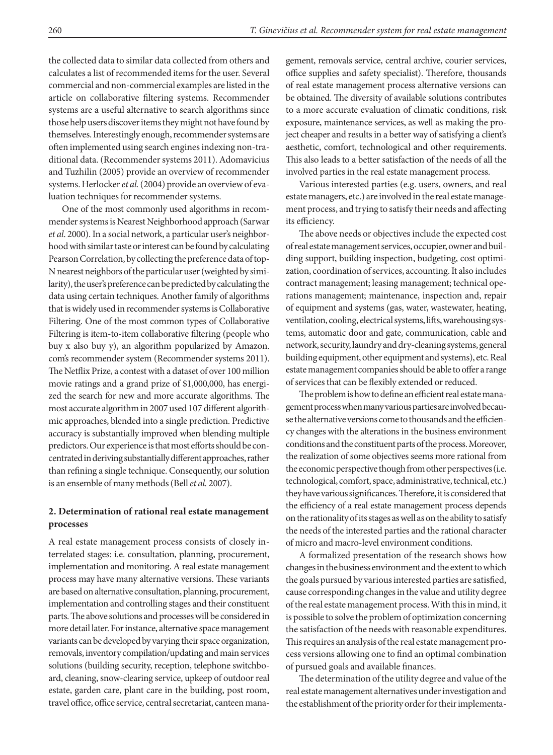the collected data to similar data collected from others and calculates a list of recommended items for the user. Several commercial and non-commercial examples are listed in the article on collaborative filtering systems. Recommender systems are a useful alternative to search algorithms since those help users discover items they might not have found by themselves. Interestingly enough, recommender systems are often implemented using search engines indexing non-traditional data. (Recommender systems 2011). Adomavicius and Tuzhilin (2005) provide an overview of recommender systems. Herlocker *et al.* (2004) provide an overview of evaluation techniques for recommender systems.

One of the most commonly used algorithms in recommender systems is Nearest Neighborhood approach (Sarwar *et al.* 2000). In a social network, a particular user's neighborhood with similar taste or interest can be found by calculating Pearson Correlation, by collecting the preference data of top-N nearest neighbors of the particular user (weighted by similarity), the user's preference can be predicted by calculating the data using certain techniques. Another family of algorithms that is widely used in recommender systems is Collaborative Filtering. One of the most common types of Collaborative Filtering is item-to-item collaborative filtering (people who buy x also buy y), an algorithm popularized by Amazon.com's recommender system (Recommender systems 2011). The Netflix Prize, a contest with a dataset of over 100 million movie ratings and a grand prize of $1,000,000, has energized the search for new and more accurate algorithms. The most accurate algorithm in 2007 used 107 different algorithmic approaches, blended into a single prediction. Predictive accuracy is substantially improved when blending multiple predictors. Our experience is that most efforts should be concentrated in deriving substantially different approaches, rather than refining a single technique. Consequently, our solution is an ensemble of many methods (Bell *et al.* 2007).

## 2. Determination of rational real estate management processes

A real estate management process consists of closely interrelated stages: i.e. consultation, planning, procurement, implementation and monitoring. A real estate management process may have many alternative versions. These variants are based on alternative consultation, planning, procurement, implementation and controlling stages and their constituent parts. The above solutions and processes will be considered in more detail later. For instance, alternative space management variants can be developed by varying their space organization, removals, inventory compilation/updating and main services solutions (building security, reception, telephone switchboard, cleaning, snow-clearing service, upkeep of outdoor real estate, garden care, plant care in the building, post room, travel office, office service, central secretariat, canteen management, removals service, central archive, courier services, office supplies and safety specialist). Therefore, thousands of real estate management process alternative versions can be obtained. The diversity of available solutions contributes to a more accurate evaluation of climatic conditions, risk exposure, maintenance services, as well as making the project cheaper and results in a better way of satisfying a client's aesthetic, comfort, technological and other requirements. This also leads to a better satisfaction of the needs of all the involved parties in the real estate management process.

Various interested parties (e.g. users, owners, and real estate managers, etc.) are involved in the real estate management process, and trying to satisfy their needs and affecting its efficiency.

The above needs or objectives include the expected cost of real estate management services, occupier, owner and building support, building inspection, budgeting, cost optimization, coordination of services, accounting. It also includes contract management; leasing management; technical operations management; maintenance, inspection and, repair of equipment and systems (gas, water, wastewater, heating, ventilation, cooling, electrical systems, lifts, warehousing systems, automatic door and gate, communication, cable and network, security, laundry and dry-cleaning systems, general building equipment, other equipment and systems), etc. Real estate management companies should be able to offer a range of services that can be flexibly extended or reduced.

The problem is how to define an efficient real estate management process when many various parties are involved because the alternative versions come to thousands and the efficiency changes with the alterations in the business environment conditions and the constituent parts of the process. Moreover, the realization of some objectives seems more rational from the economic perspective though from other perspectives (i.e. technological, comfort, space, administrative, technical, etc.) they have various significances. Therefore, it is considered that the efficiency of a real estate management process depends on the rationality of its stages as well as on the ability to satisfy the needs of the interested parties and the rational character of micro and macro-level environment conditions.

A formalized presentation of the research shows how changes in the business environment and the extent to which the goals pursued by various interested parties are satisfied, cause corresponding changes in the value and utility degree of the real estate management process. With this in mind, it is possible to solve the problem of optimization concerning the satisfaction of the needs with reasonable expenditures. This requires an analysis of the real estate management process versions allowing one to find an optimal combination of pursued goals and available finances.

The determination of the utility degree and value of the real estate management alternatives under investigation and the establishment of the priority order for their implementa-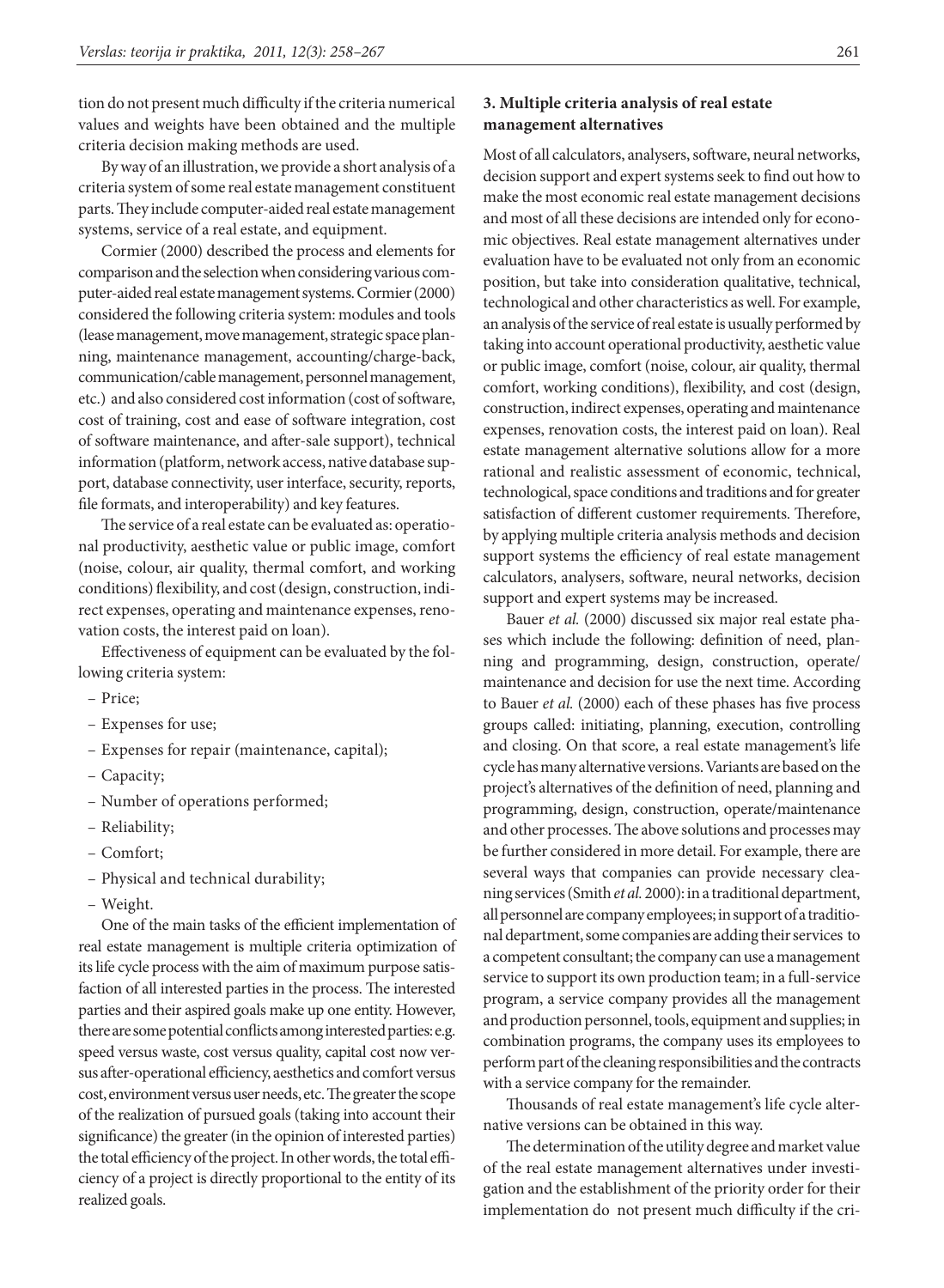tion do not present much difficulty if the criteria numerical values and weights have been obtained and the multiple criteria decision making methods are used.

By way of an illustration, we provide a short analysis of a criteria system of some real estate management constituent parts. They include computer-aided real estate management systems, service of a real estate, and equipment.

Cormier (2000) described the process and elements for comparison and the selection when considering various computer-aided real estate management systems. Cormier (2000) considered the following criteria system: modules and tools (lease management, move management, strategic space planning, maintenance management, accounting/charge-back, communication/cable management, personnel management, etc.) and also considered cost information (cost of software, cost of training, cost and ease of software integration, cost of software maintenance, and after-sale support), technical information (platform, network access, native database support, database connectivity, user interface, security, reports, file formats, and interoperability) and key features.

The service of a real estate can be evaluated as: operational productivity, aesthetic value or public image, comfort (noise, colour, air quality, thermal comfort, and working conditions) flexibility, and cost (design, construction, indirect expenses, operating and maintenance expenses, renovation costs, the interest paid on loan).

Effectiveness of equipment can be evaluated by the following criteria system:

- Price;
- Expenses for use;
- Expenses for repair (maintenance, capital);
- Capacity;
- Number of operations performed;
- Reliability;
- Comfort;
- Physical and technical durability;
- Weight.

One of the main tasks of the efficient implementation of real estate management is multiple criteria optimization of its life cycle process with the aim of maximum purpose satisfaction of all interested parties in the process. The interested parties and their aspired goals make up one entity. However, there are some potential conflicts among interested parties: e.g. speed versus waste, cost versus quality, capital cost now versus after-operational efficiency, aesthetics and comfort versus cost, environment versus user needs, etc. The greater the scope of the realization of pursued goals (taking into account their significance) the greater (in the opinion of interested parties) the total efficiency of the project. In other words, the total efficiency of a project is directly proportional to the entity of its realized goals.

## 3. Multiple criteria analysis of real estate management alternatives

Most of all calculators, analysers, software, neural networks, decision support and expert systems seek to find out how to make the most economic real estate management decisions and most of all these decisions are intended only for economic objectives. Real estate management alternatives under evaluation have to be evaluated not only from an economic position, but take into consideration qualitative, technical, technological and other characteristics as well. For example, an analysis of the service of real estate is usually performed by taking into account operational productivity, aesthetic value or public image, comfort (noise, colour, air quality, thermal comfort, working conditions), flexibility, and cost (design, construction, indirect expenses, operating and maintenance expenses, renovation costs, the interest paid on loan). Real estate management alternative solutions allow for a more rational and realistic assessment of economic, technical, technological, space conditions and traditions and for greater satisfaction of different customer requirements. Therefore, by applying multiple criteria analysis methods and decision support systems the efficiency of real estate management calculators, analysers, software, neural networks, decision support and expert systems may be increased.

Bauer *et al.* (2000) discussed six major real estate phases which include the following: definition of need, planning and programming, design, construction, operate/maintenance and decision for use the next time. According to Bauer *et al.* (2000) each of these phases has five process groups called: initiating, planning, execution, controlling and closing. On that score, a real estate management's life cycle has many alternative versions. Variants are based on the project's alternatives of the definition of need, planning and programming, design, construction, operate/maintenance and other processes. The above solutions and processes may be further considered in more detail. For example, there are several ways that companies can provide necessary cleaning services (Smith *et al.* 2000): in a traditional department, all personnel are company employees; in support of a traditional department, some companies are adding their services to a competent consultant; the company can use a management service to support its own production team; in a full-service program, a service company provides all the management and production personnel, tools, equipment and supplies; in combination programs, the company uses its employees to perform part of the cleaning responsibilities and the contracts with a service company for the remainder.

Thousands of real estate management's life cycle alternative versions can be obtained in this way.

The determination of the utility degree and market value of the real estate management alternatives under investigation and the establishment of the priority order for their implementation do not present much difficulty if the cri-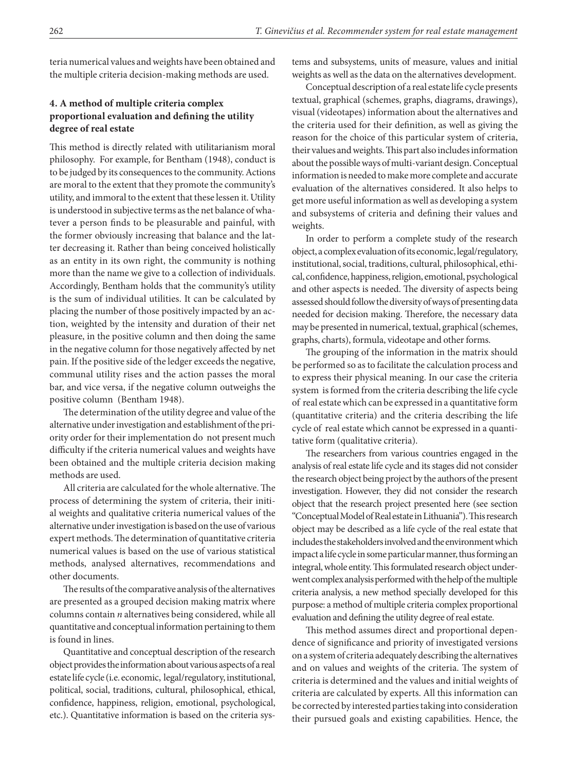teria numerical values and weights have been obtained and the multiple criteria decision-making methods are used.

## 4. A method of multiple criteria complex proportional evaluation and defining the utility degree of real estate

This method is directly related with utilitarianism moral philosophy. For example, for Bentham (1948), conduct is to be judged by its consequences to the community. Actions are moral to the extent that they promote the community's utility, and immoral to the extent that these lessen it. Utility is understood in subjective terms as the net balance of whatever a person finds to be pleasurable and painful, with the former obviously increasing that balance and the latter decreasing it. Rather than being conceived holistically as an entity in its own right, the community is nothing more than the name we give to a collection of individuals. Accordingly, Bentham holds that the community's utility is the sum of individual utilities. It can be calculated by placing the number of those positively impacted by an action, weighted by the intensity and duration of their net pleasure, in the positive column and then doing the same in the negative column for those negatively affected by net pain. If the positive side of the ledger exceeds the negative, communal utility rises and the action passes the moral bar, and vice versa, if the negative column outweighs the positive column (Bentham 1948).

The determination of the utility degree and value of the alternative under investigation and establishment of the priority order for their implementation do not present much difficulty if the criteria numerical values and weights have been obtained and the multiple criteria decision making methods are used.

All criteria are calculated for the whole alternative. The process of determining the system of criteria, their initial weights and qualitative criteria numerical values of the alternative under investigation is based on the use of various expert methods. The determination of quantitative criteria numerical values is based on the use of various statistical methods, analysed alternatives, recommendations and other documents.

The results of the comparative analysis of the alternatives are presented as a grouped decision making matrix where columns contain *n* alternatives being considered, while all quantitative and conceptual information pertaining to them is found in lines.

Quantitative and conceptual description of the research object provides the information about various aspects of a real estate life cycle (i.e. economic, legal/regulatory, institutional, political, social, traditions, cultural, philosophical, ethical, confidence, happiness, religion, emotional, psychological, etc.). Quantitative information is based on the criteria systems and subsystems, units of measure, values and initial weights as well as the data on the alternatives development.

Conceptual description of a real estate life cycle presents textual, graphical (schemes, graphs, diagrams, drawings), visual (videotapes) information about the alternatives and the criteria used for their definition, as well as giving the reason for the choice of this particular system of criteria, their values and weights. This part also includes information about the possible ways of multi-variant design. Conceptual information is needed to make more complete and accurate evaluation of the alternatives considered. It also helps to get more useful information as well as developing a system and subsystems of criteria and defining their values and weights.

In order to perform a complete study of the research object, a complex evaluation of its economic, legal/regulatory, institutional, social, traditions, cultural, philosophical, ethical, confidence, happiness, religion, emotional, psychological and other aspects is needed. The diversity of aspects being assessed should follow the diversity of ways of presenting data needed for decision making. Therefore, the necessary data may be presented in numerical, textual, graphical (schemes, graphs, charts), formula, videotape and other forms.

The grouping of the information in the matrix should be performed so as to facilitate the calculation process and to express their physical meaning. In our case the criteria system is formed from the criteria describing the life cycle of real estate which can be expressed in a quantitative form (quantitative criteria) and the criteria describing the life cycle of real estate which cannot be expressed in a quantitative form (qualitative criteria).

The researchers from various countries engaged in the analysis of real estate life cycle and its stages did not consider the research object being project by the authors of the present investigation. However, they did not consider the research object that the research project presented here (see section "Conceptual Model of Real estate in Lithuania"). This research object may be described as a life cycle of the real estate that includes the stakeholders involved and the environment which impact a life cycle in some particular manner, thus forming an integral, whole entity. This formulated research object underwent complex analysis performed with the help of the multiple criteria analysis, a new method specially developed for this purpose: a method of multiple criteria complex proportional evaluation and defining the utility degree of real estate.

This method assumes direct and proportional dependence of significance and priority of investigated versions on a system of criteria adequately describing the alternatives and on values and weights of the criteria. The system of criteria is determined and the values and initial weights of criteria are calculated by experts. All this information can be corrected by interested parties taking into consideration their pursued goals and existing capabilities. Hence, the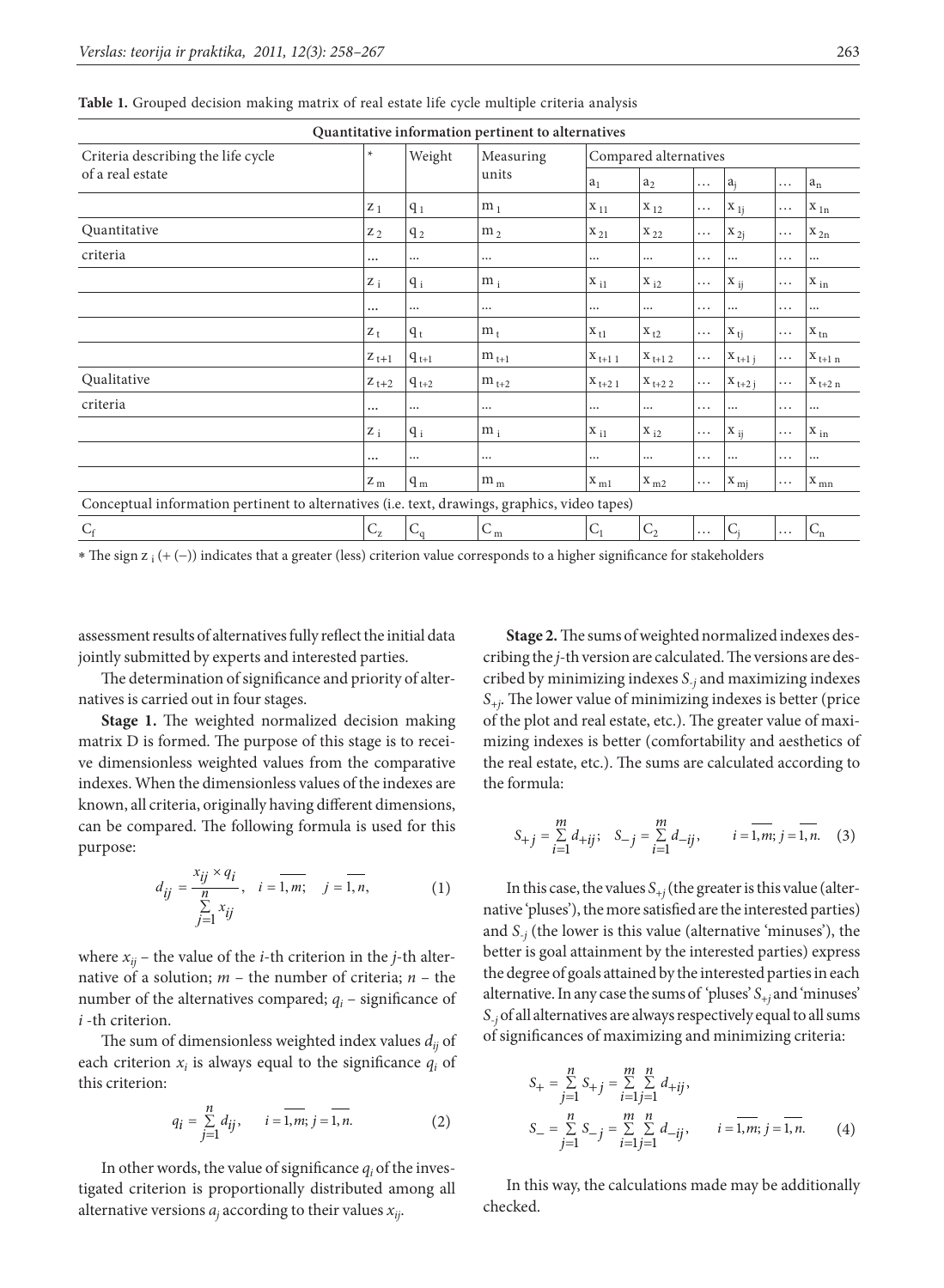**Table 1.** Grouped decision making matrix of real estate life cycle multiple criteria analysis

| Quantitative information pertinent to alternatives | | | | | | | | | |
|---|---|---|---|---|---|---|---|---|---|
| Criteria describing the life cycle of a real estate | * | Weight | Measuring units | Compared alternatives | | | | | |
| | | | | $a_1$ | $a_2$ | … | $a_j$ | … | $a_n$ |
| | $z_1$ | $q_1$ | $m_1$ | $x_{11}$ | $x_{12}$ | … | $x_{1j}$ | … | $x_{1n}$ |
| Quantitative | $z_2$ | $q_2$ | $m_2$ | $x_{21}$ | $x_{22}$ | … | $x_{2j}$ | … | $x_{2n}$ |
| criteria | ... | ... | ... | ... | ... | … | ... | … | ... |
| | $z_i$ | $q_i$ | $m_i$ | $x_{i1}$ | $x_{i2}$ | … | $x_{ij}$ | … | $x_{in}$ |
| | ... | ... | ... | ... | ... | … | ... | … | ... |
| | $z_t$ | $q_t$ | $m_t$ | $x_{t1}$ | $x_{t2}$ | … | $x_{tj}$ | … | $x_{tn}$ |
| | $z_{t+1}$ | $q_{t+1}$ | $m_{t+1}$ | $x_{t+1\,1}$ | $x_{t+1\,2}$ | … | $x_{t+1\,j}$ | … | $x_{t+1\,n}$ |
| Qualitative | $z_{t+2}$ | $q_{t+2}$ | $m_{t+2}$ | $x_{t+2\,1}$ | $x_{t+2\,2}$ | … | $x_{t+2\,j}$ | … | $x_{t+2\,n}$ |
| criteria | ... | ... | ... | ... | ... | … | ... | … | ... |
| | $z_i$ | $q_i$ | $m_i$ | $x_{i1}$ | $x_{i2}$ | … | $x_{ij}$ | … | $x_{in}$ |
| | ... | ... | ... | ... | ... | … | ... | … | ... |
| | $z_m$ | $q_m$ | $m_m$ | $x_{m1}$ | $x_{m2}$ | … | $x_{mj}$ | … | $x_{mn}$ |
| Conceptual information pertinent to alternatives (i.e. text, drawings, graphics, video tapes) | | | | | | | | | |
| $C_f$ | $C_z$ | $C_q$ | $C_m$ | $C_1$ | $C_2$ | … | $C_j$ | … | $C_n$ |

* The sign $z_i$ (+ (−)) indicates that a greater (less) criterion value corresponds to a higher significance for stakeholders

assessment results of alternatives fully reflect the initial data jointly submitted by experts and interested parties.

The determination of significance and priority of alternatives is carried out in four stages.

**Stage 1.** The weighted normalized decision making matrix D is formed. The purpose of this stage is to receive dimensionless weighted values from the comparative indexes. When the dimensionless values of the indexes are known, all criteria, originally having different dimensions, can be compared. The following formula is used for this purpose:

$$d_{ij} = \frac{x_{ij} \times q_i}{\sum_{j=1}^{n} x_{ij}}, \quad i = \overline{1,m}; \quad j = \overline{1,n}, \tag{1}$$

where $x_{ij}$ – the value of the *i*-th criterion in the *j*-th alternative of a solution; $m$ – the number of criteria; $n$ – the number of the alternatives compared; $q_i$ – significance of *i*-th criterion.

The sum of dimensionless weighted index values $d_{ij}$ of each criterion $x_i$ is always equal to the significance $q_i$ of this criterion:

$$q_i = \sum_{j=1}^{n} d_{ij}, \quad i = \overline{1,m}; j = \overline{1,n}. \tag{2}$$

In other words, the value of significance $q_i$ of the investigated criterion is proportionally distributed among all alternative versions $a_j$ according to their values $x_{ij}$.

**Stage 2.** The sums of weighted normalized indexes describing the *j*-th version are calculated. The versions are described by minimizing indexes $S_{-j}$ and maximizing indexes $S_{+j}$. The lower value of minimizing indexes is better (price of the plot and real estate, etc.). The greater value of maximizing indexes is better (comfortability and aesthetics of the real estate, etc.). The sums are calculated according to the formula:

$$S_{+j} = \sum_{i=1}^{m} d_{+ij}; \quad S_{-j} = \sum_{i=1}^{m} d_{-ij}, \quad i = \overline{1,m}; j = \overline{1,n}. \tag{3}$$

In this case, the values $S_{+j}$ (the greater is this value (alternative 'pluses'), the more satisfied are the interested parties) and $S_{-j}$ (the lower is this value (alternative 'minuses'), the better is goal attainment by the interested parties) express the degree of goals attained by the interested parties in each alternative. In any case the sums of 'pluses' $S_{+j}$ and 'minuses' $S_{-j}$ of all alternatives are always respectively equal to all sums of significances of maximizing and minimizing criteria:

$$S_{+} = \sum_{j=1}^{n} S_{+j} = \sum_{i=1}^{m} \sum_{j=1}^{n} d_{+ij},$$
$$S_{-} = \sum_{j=1}^{n} S_{-j} = \sum_{i=1}^{m} \sum_{j=1}^{n} d_{-ij}, \quad i = \overline{1,m}; j = \overline{1,n}. \tag{4}$$

In this way, the calculations made may be additionally checked.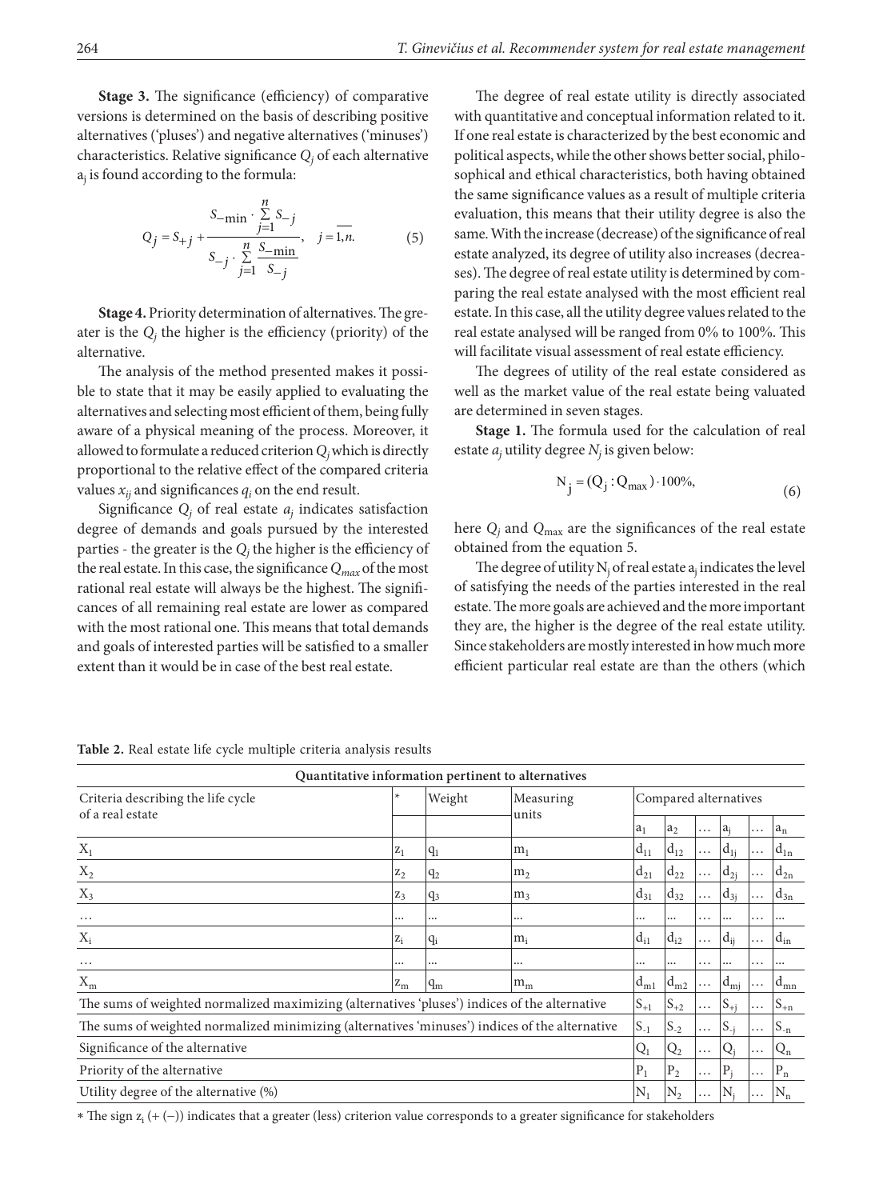**Stage 3.** The significance (efficiency) of comparative versions is determined on the basis of describing positive alternatives ('pluses') and negative alternatives ('minuses') characteristics. Relative significance $Q_j$ of each alternative $a_j$ is found according to the formula:

$$Q_j = S_{+j} + \frac{S_{-\min} \cdot \sum_{j=1}^{n} S_{-j}}{S_{-j} \cdot \sum_{j=1}^{n} \frac{S_{-\min}}{S_{-j}}}, \quad j = \overline{1,n}. \tag{5}$$

**Stage 4.** Priority determination of alternatives. The greater is the $Q_j$ the higher is the efficiency (priority) of the alternative.

The analysis of the method presented makes it possible to state that it may be easily applied to evaluating the alternatives and selecting most efficient of them, being fully aware of a physical meaning of the process. Moreover, it allowed to formulate a reduced criterion $Q_j$ which is directly proportional to the relative effect of the compared criteria values $x_{ij}$ and significances $q_i$ on the end result.

Significance $Q_j$ of real estate $a_j$ indicates satisfaction degree of demands and goals pursued by the interested parties - the greater is the $Q_j$ the higher is the efficiency of the real estate. In this case, the significance $Q_{max}$ of the most rational real estate will always be the highest. The significances of all remaining real estate are lower as compared with the most rational one. This means that total demands and goals of interested parties will be satisfied to a smaller extent than it would be in case of the best real estate.

The degree of real estate utility is directly associated with quantitative and conceptual information related to it. If one real estate is characterized by the best economic and political aspects, while the other shows better social, philosophical and ethical characteristics, both having obtained the same significance values as a result of multiple criteria evaluation, this means that their utility degree is also the same. With the increase (decrease) of the significance of real estate analyzed, its degree of utility also increases (decreases). The degree of real estate utility is determined by comparing the real estate analysed with the most efficient real estate. In this case, all the utility degree values related to the real estate analysed will be ranged from 0% to 100%. This will facilitate visual assessment of real estate efficiency.

The degrees of utility of the real estate considered as well as the market value of the real estate being valuated are determined in seven stages.

**Stage 1.** The formula used for the calculation of real estate $a_j$ utility degree $N_j$ is given below:

$$N_j = (Q_j : Q_{\max}) \cdot 100\%, \tag{6}$$

here $Q_j$ and $Q_{\max}$ are the significances of the real estate obtained from the equation 5.

The degree of utility $N_j$ of real estate $a_j$ indicates the level of satisfying the needs of the parties interested in the real estate. The more goals are achieved and the more important they are, the higher is the degree of the real estate utility. Since stakeholders are mostly interested in how much more efficient particular real estate are than the others (which

**Table 2.** Real estate life cycle multiple criteria analysis results

| Quantitative information pertinent to alternatives | | | | | | | | | |
|---|---|---|---|---|---|---|---|---|---|
| Criteria describing the life cycle of a real estate | * | Weight | Measuring units | Compared alternatives | | | | | |
| | | | | $a_1$ | $a_2$ | … | $a_j$ | … | $a_n$ |
| $X_1$ | $z_1$ | $q_1$ | $m_1$ | $d_{11}$ | $d_{12}$ | … | $d_{1j}$ | … | $d_{1n}$ |
| $X_2$ | $z_2$ | $q_2$ | $m_2$ | $d_{21}$ | $d_{22}$ | … | $d_{2j}$ | … | $d_{2n}$ |
| $X_3$ | $z_3$ | $q_3$ | $m_3$ | $d_{31}$ | $d_{32}$ | … | $d_{3j}$ | … | $d_{3n}$ |
| … | ... | ... | ... | ... | ... | … | ... | … | ... |
| $X_i$ | $z_i$ | $q_i$ | $m_i$ | $d_{i1}$ | $d_{i2}$ | … | $d_{ij}$ | … | $d_{in}$ |
| … | ... | ... | ... | ... | ... | … | ... | … | ... |
| $X_m$ | $z_m$ | $q_m$ | $m_m$ | $d_{m1}$ | $d_{m2}$ | … | $d_{mj}$ | … | $d_{mn}$ |
| The sums of weighted normalized maximizing (alternatives 'pluses') indices of the alternative | | | | $S_{+1}$ | $S_{+2}$ | … | $S_{+j}$ | … | $S_{+n}$ |
| The sums of weighted normalized minimizing (alternatives 'minuses') indices of the alternative | | | | $S_{-1}$ | $S_{-2}$ | … | $S_{-j}$ | … | $S_{-n}$ |
| Significance of the alternative | | | | $Q_1$ | $Q_2$ | … | $Q_j$ | … | $Q_n$ |
| Priority of the alternative | | | | $P_1$ | $P_2$ | … | $P_j$ | … | $P_n$ |
| Utility degree of the alternative (%) | | | | $N_1$ | $N_2$ | … | $N_j$ | … | $N_n$ |

* The sign $z_i$ (+ (−)) indicates that a greater (less) criterion value corresponds to a greater significance for stakeholders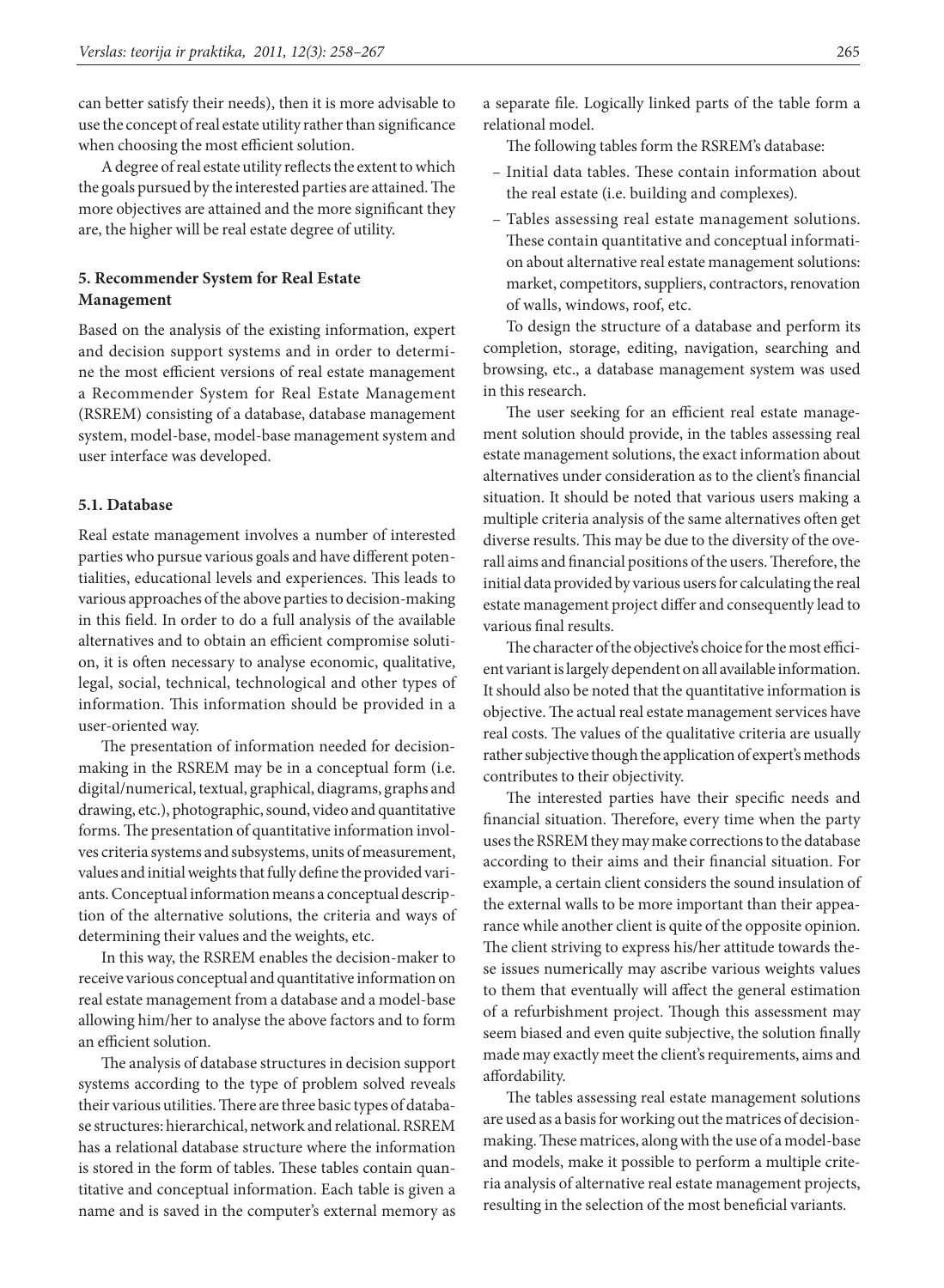can better satisfy their needs), then it is more advisable to use the concept of real estate utility rather than significance when choosing the most efficient solution.

A degree of real estate utility reflects the extent to which the goals pursued by the interested parties are attained. The more objectives are attained and the more significant they are, the higher will be real estate degree of utility.

## 5. Recommender System for Real Estate Management

Based on the analysis of the existing information, expert and decision support systems and in order to determine the most efficient versions of real estate management a Recommender System for Real Estate Management (RSREM) consisting of a database, database management system, model-base, model-base management system and user interface was developed.

### 5.1. Database

Real estate management involves a number of interested parties who pursue various goals and have different potentialities, educational levels and experiences. This leads to various approaches of the above parties to decision-making in this field. In order to do a full analysis of the available alternatives and to obtain an efficient compromise solution, it is often necessary to analyse economic, qualitative, legal, social, technical, technological and other types of information. This information should be provided in a user-oriented way.

The presentation of information needed for decision-making in the RSREM may be in a conceptual form (i.e. digital/numerical, textual, graphical, diagrams, graphs and drawing, etc.), photographic, sound, video and quantitative forms. The presentation of quantitative information involves criteria systems and subsystems, units of measurement, values and initial weights that fully define the provided variants. Conceptual information means a conceptual description of the alternative solutions, the criteria and ways of determining their values and the weights, etc.

In this way, the RSREM enables the decision-maker to receive various conceptual and quantitative information on real estate management from a database and a model-base allowing him/her to analyse the above factors and to form an efficient solution.

The analysis of database structures in decision support systems according to the type of problem solved reveals their various utilities. There are three basic types of database structures: hierarchical, network and relational. RSREM has a relational database structure where the information is stored in the form of tables. These tables contain quantitative and conceptual information. Each table is given a name and is saved in the computer's external memory as a separate file. Logically linked parts of the table form a relational model.

The following tables form the RSREM's database:

- Initial data tables. These contain information about the real estate (i.e. building and complexes).
- Tables assessing real estate management solutions. These contain quantitative and conceptual information about alternative real estate management solutions: market, competitors, suppliers, contractors, renovation of walls, windows, roof, etc.

To design the structure of a database and perform its completion, storage, editing, navigation, searching and browsing, etc., a database management system was used in this research.

The user seeking for an efficient real estate management solution should provide, in the tables assessing real estate management solutions, the exact information about alternatives under consideration as to the client's financial situation. It should be noted that various users making a multiple criteria analysis of the same alternatives often get diverse results. This may be due to the diversity of the overall aims and financial positions of the users. Therefore, the initial data provided by various users for calculating the real estate management project differ and consequently lead to various final results.

The character of the objective's choice for the most efficient variant is largely dependent on all available information. It should also be noted that the quantitative information is objective. The actual real estate management services have real costs. The values of the qualitative criteria are usually rather subjective though the application of expert's methods contributes to their objectivity.

The interested parties have their specific needs and financial situation. Therefore, every time when the party uses the RSREM they may make corrections to the database according to their aims and their financial situation. For example, a certain client considers the sound insulation of the external walls to be more important than their appearance while another client is quite of the opposite opinion. The client striving to express his/her attitude towards these issues numerically may ascribe various weights values to them that eventually will affect the general estimation of a refurbishment project. Though this assessment may seem biased and even quite subjective, the solution finally made may exactly meet the client's requirements, aims and affordability.

The tables assessing real estate management solutions are used as a basis for working out the matrices of decision-making. These matrices, along with the use of a model-base and models, make it possible to perform a multiple criteria analysis of alternative real estate management projects, resulting in the selection of the most beneficial variants.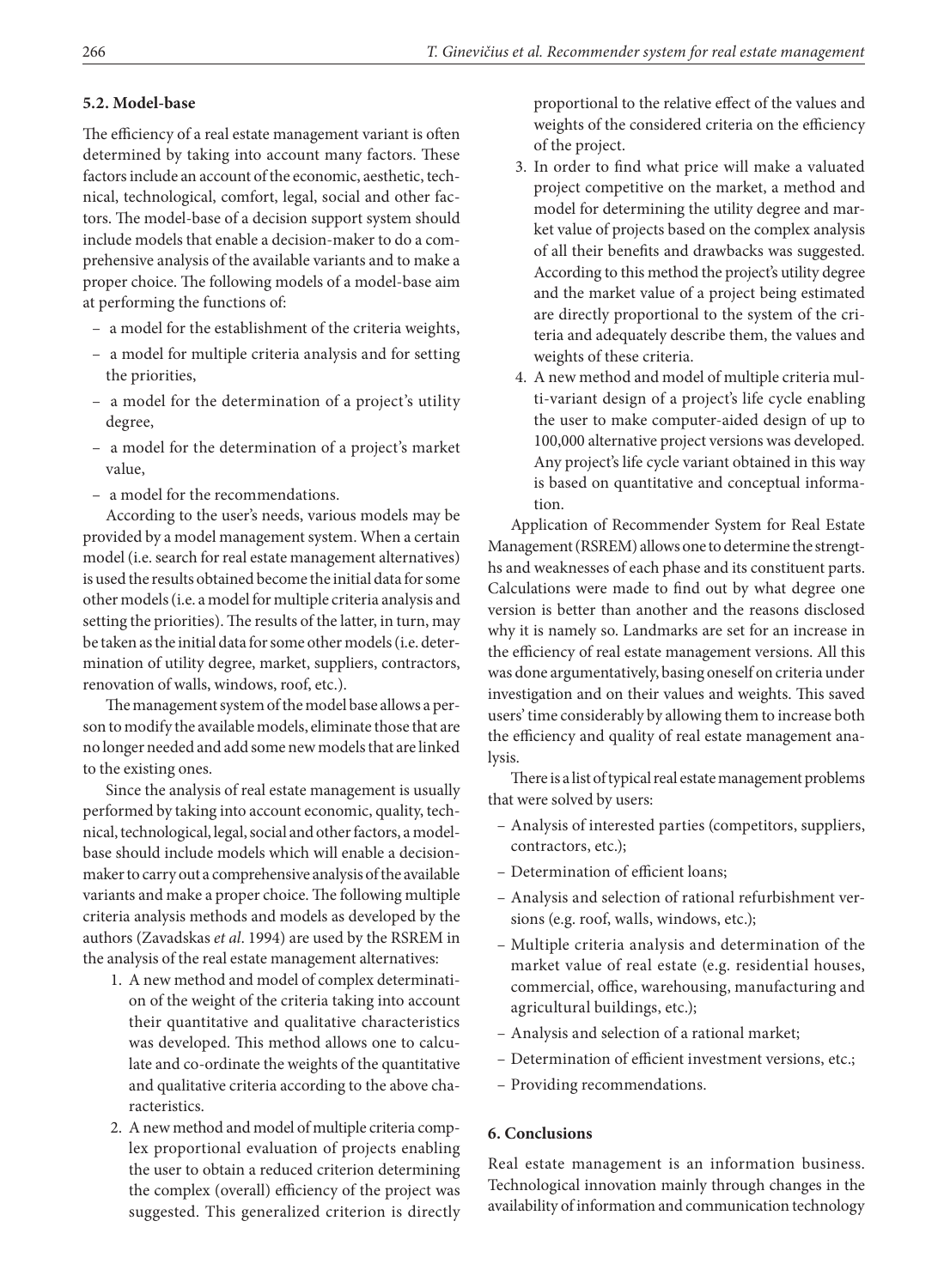### 5.2. Model-base

The efficiency of a real estate management variant is often determined by taking into account many factors. These factors include an account of the economic, aesthetic, technical, technological, comfort, legal, social and other factors. The model-base of a decision support system should include models that enable a decision-maker to do a comprehensive analysis of the available variants and to make a proper choice. The following models of a model-base aim at performing the functions of:

- a model for the establishment of the criteria weights,
- a model for multiple criteria analysis and for setting the priorities,
- a model for the determination of a project's utility degree,
- a model for the determination of a project's market value,
- a model for the recommendations.

According to the user's needs, various models may be provided by a model management system. When a certain model (i.e. search for real estate management alternatives) is used the results obtained become the initial data for some other models (i.e. a model for multiple criteria analysis and setting the priorities). The results of the latter, in turn, may be taken as the initial data for some other models (i.e. determination of utility degree, market, suppliers, contractors, renovation of walls, windows, roof, etc.).

The management system of the model base allows a person to modify the available models, eliminate those that are no longer needed and add some new models that are linked to the existing ones.

Since the analysis of real estate management is usually performed by taking into account economic, quality, technical, technological, legal, social and other factors, a model-base should include models which will enable a decision-maker to carry out a comprehensive analysis of the available variants and make a proper choice. The following multiple criteria analysis methods and models as developed by the authors (Zavadskas *et al*. 1994) are used by the RSREM in the analysis of the real estate management alternatives:

1. A new method and model of complex determination of the weight of the criteria taking into account their quantitative and qualitative characteristics was developed. This method allows one to calculate and co-ordinate the weights of the quantitative and qualitative criteria according to the above characteristics.
2. A new method and model of multiple criteria complex proportional evaluation of projects enabling the user to obtain a reduced criterion determining the complex (overall) efficiency of the project was suggested. This generalized criterion is directly proportional to the relative effect of the values and weights of the considered criteria on the efficiency of the project.
3. In order to find what price will make a valuated project competitive on the market, a method and model for determining the utility degree and market value of projects based on the complex analysis of all their benefits and drawbacks was suggested. According to this method the project's utility degree and the market value of a project being estimated are directly proportional to the system of the criteria and adequately describe them, the values and weights of these criteria.
4. A new method and model of multiple criteria multi-variant design of a project's life cycle enabling the user to make computer-aided design of up to 100,000 alternative project versions was developed. Any project's life cycle variant obtained in this way is based on quantitative and conceptual information.

Application of Recommender System for Real Estate Management (RSREM) allows one to determine the strengths and weaknesses of each phase and its constituent parts. Calculations were made to find out by what degree one version is better than another and the reasons disclosed why it is namely so. Landmarks are set for an increase in the efficiency of real estate management versions. All this was done argumentatively, basing oneself on criteria under investigation and on their values and weights. This saved users' time considerably by allowing them to increase both the efficiency and quality of real estate management analysis.

There is a list of typical real estate management problems that were solved by users:

- Analysis of interested parties (competitors, suppliers, contractors, etc.);
- Determination of efficient loans;
- Analysis and selection of rational refurbishment versions (e.g. roof, walls, windows, etc.);
- Multiple criteria analysis and determination of the market value of real estate (e.g. residential houses, commercial, office, warehousing, manufacturing and agricultural buildings, etc.);
- Analysis and selection of a rational market;
- Determination of efficient investment versions, etc.;
- Providing recommendations.

## 6. Conclusions

Real estate management is an information business. Technological innovation mainly through changes in the availability of information and communication technology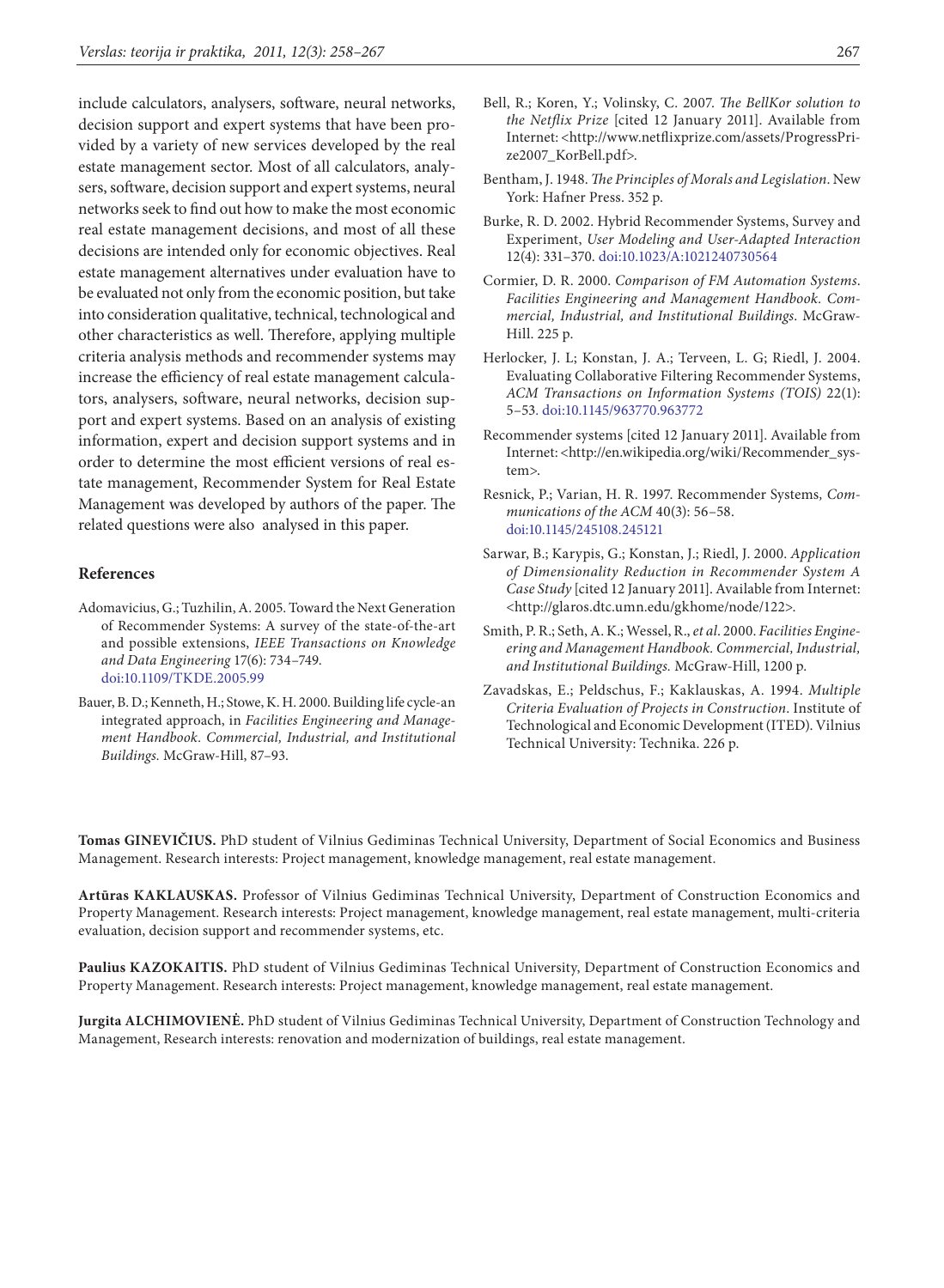include calculators, analysers, software, neural networks, decision support and expert systems that have been provided by a variety of new services developed by the real estate management sector. Most of all calculators, analysers, software, decision support and expert systems, neural networks seek to find out how to make the most economic real estate management decisions, and most of all these decisions are intended only for economic objectives. Real estate management alternatives under evaluation have to be evaluated not only from the economic position, but take into consideration qualitative, technical, technological and other characteristics as well. Therefore, applying multiple criteria analysis methods and recommender systems may increase the efficiency of real estate management calculators, analysers, software, neural networks, decision support and expert systems. Based on an analysis of existing information, expert and decision support systems and in order to determine the most efficient versions of real estate management, Recommender System for Real Estate Management was developed by authors of the paper. The related questions were also analysed in this paper.

## References

Adomavicius, G.; Tuzhilin, A. 2005. Toward the Next Generation of Recommender Systems: A survey of the state-of-the-art and possible extensions, *IEEE Transactions on Knowledge and Data Engineering* 17(6): 734–749. doi:10.1109/TKDE.2005.99

Bauer, B. D.; Kenneth, H.; Stowe, K. H. 2000. Building life cycle-an integrated approach, in *Facilities Engineering and Management Handbook. Commercial, Industrial, and Institutional Buildings.* McGraw-Hill, 87–93.

Bell, R.; Koren, Y.; Volinsky, C. 2007. *The BellKor solution to the Netflix Prize* [cited 12 January 2011]. Available from Internet: <http://www.netflixprize.com/assets/ProgressPrize2007_KorBell.pdf>.

Bentham, J. 1948. *The Principles of Morals and Legislation*. New York: Hafner Press. 352 p.

Burke, R. D. 2002. Hybrid Recommender Systems, Survey and Experiment, *User Modeling and User-Adapted Interaction* 12(4): 331–370. doi:10.1023/A:1021240730564

Cormier, D. R. 2000. *Comparison of FM Automation Systems. Facilities Engineering and Management Handbook. Commercial, Industrial, and Institutional Buildings*. McGraw-Hill. 225 p.

Herlocker, J. L; Konstan, J. A.; Terveen, L. G; Riedl, J. 2004. Evaluating Collaborative Filtering Recommender Systems, *ACM Transactions on Information Systems (TOIS)* 22(1): 5–53. doi:10.1145/963770.963772

Recommender systems [cited 12 January 2011]. Available from Internet: <http://en.wikipedia.org/wiki/Recommender_system>.

Resnick, P.; Varian, H. R. 1997. Recommender Systems*, Communications of the ACM* 40(3): 56–58. doi:10.1145/245108.245121

Sarwar, B.; Karypis, G.; Konstan, J.; Riedl, J. 2000. *Application of Dimensionality Reduction in Recommender System A Case Study* [cited 12 January 2011]. Available from Internet: <http://glaros.dtc.umn.edu/gkhome/node/122>.

Smith, P. R.; Seth, A. K.; Wessel, R., *et al*. 2000. *Facilities Engineering and Management Handbook. Commercial, Industrial, and Institutional Buildings.* McGraw-Hill, 1200 p.

Zavadskas, E.; Peldschus, F.; Kaklauskas, A. 1994. *Multiple Criteria Evaluation of Projects in Construction*. Institute of Technological and Economic Development (ITED). Vilnius Technical University: Technika. 226 p.

**Tomas GINEVIČIUS.** PhD student of Vilnius Gediminas Technical University, Department of Social Economics and Business Management. Research interests: Project management, knowledge management, real estate management.

**Artūras KAKLAUSKAS.** Professor of Vilnius Gediminas Technical University, Department of Construction Economics and Property Management. Research interests: Project management, knowledge management, real estate management, multi-criteria evaluation, decision support and recommender systems, etc.

**Paulius KAZOKAITIS.** PhD student of Vilnius Gediminas Technical University, Department of Construction Economics and Property Management. Research interests: Project management, knowledge management, real estate management.

**Jurgita ALCHIMOVIENĖ.** PhD student of Vilnius Gediminas Technical University, Department of Construction Technology and Management, Research interests: renovation and modernization of buildings, real estate management.